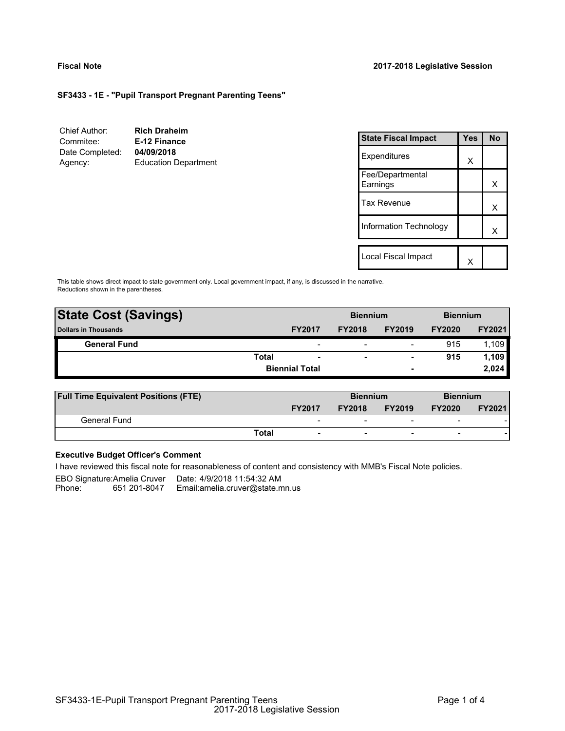**Fiscal Note** — **2017-2018 Legislative Session**

**SF3433 - 1E - "Pupil Transport Pregnant Parenting Teens"**

Chief Author: **Rich Draheim**
Commitee: **E-12 Finance**
Date Completed: **04/09/2018**
Agency: Education Department

| State Fiscal Impact | Yes | No |
|---|---|---|
| Expenditures | X | |
| Fee/Departmental Earnings | | X |
| Tax Revenue | | X |
| Information Technology | | X |
| Local Fiscal Impact | X | |

This table shows direct impact to state government only. Local government impact, if any, is discussed in the narrative. Reductions shown in the parentheses.

| State Cost (Savings) | | Biennium | | Biennium | |
|---|---|---|---|---|---|
| Dollars in Thousands | FY2017 | FY2018 | FY2019 | FY2020 | FY2021 |
| General Fund | - | - | - | 915 | 1,109 |
| Total | - | - | - | 915 | 1,109 |
| Biennial Total | | | - | | 2,024 |

| Full Time Equivalent Positions (FTE) | | Biennium | | Biennium | |
|---|---|---|---|---|---|
| | FY2017 | FY2018 | FY2019 | FY2020 | FY2021 |
| General Fund | - | - | - | - | - |
| Total | - | - | - | - | - |

**Executive Budget Officer's Comment**

I have reviewed this fiscal note for reasonableness of content and consistency with MMB's Fiscal Note policies.

EBO Signature: Amelia Cruver    Date: 4/9/2018 11:54:32 AM
Phone: 651 201-8047    Email: amelia.cruver@state.mn.us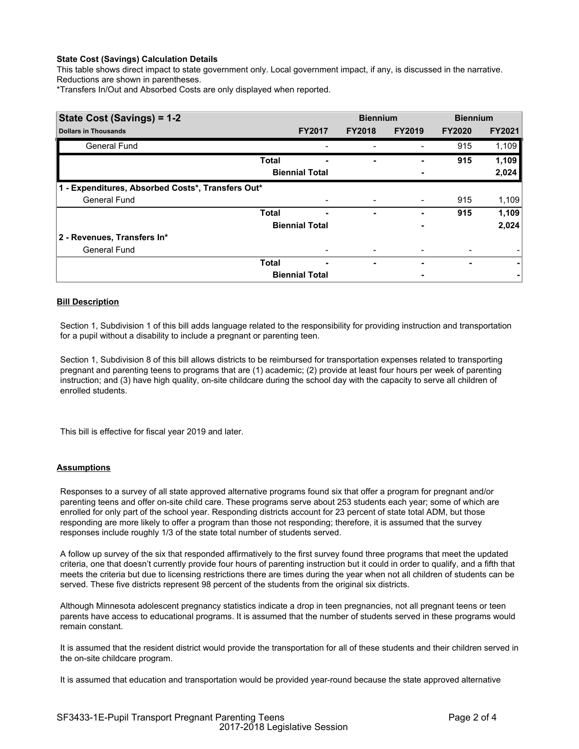**State Cost (Savings) Calculation Details**

This table shows direct impact to state government only. Local government impact, if any, is discussed in the narrative. Reductions are shown in parentheses.

*Transfers In/Out and Absorbed Costs are only displayed when reported.

| State Cost (Savings) = 1-2 | | | Biennium | | Biennium | |
|---|---|---|---|---|---|---|
| **Dollars in Thousands** | | **FY2017** | **FY2018** | **FY2019** | **FY2020** | **FY2021** |
| General Fund | | - | - | - | 915 | 1,109 |
| | **Total** | **-** | **-** | **-** | **915** | **1,109** |
| | | **Biennial Total** | | **-** | | **2,024** |
| **1 - Expenditures, Absorbed Costs*, Transfers Out*** | | | | | | |
| General Fund | | - | - | - | 915 | 1,109 |
| | **Total** | **-** | **-** | **-** | **915** | **1,109** |
| | | **Biennial Total** | | **-** | | **2,024** |
| **2 - Revenues, Transfers In*** | | | | | | |
| General Fund | | - | - | - | - | - |
| | **Total** | **-** | **-** | **-** | **-** | **-** |
| | | **Biennial Total** | | **-** | | **-** |

**Bill Description**

Section 1, Subdivision 1 of this bill adds language related to the responsibility for providing instruction and transportation for a pupil without a disability to include a pregnant or parenting teen.

Section 1, Subdivision 8 of this bill allows districts to be reimbursed for transportation expenses related to transporting pregnant and parenting teens to programs that are (1) academic; (2) provide at least four hours per week of parenting instruction; and (3) have high quality, on-site childcare during the school day with the capacity to serve all children of enrolled students.

This bill is effective for fiscal year 2019 and later.

**Assumptions**

Responses to a survey of all state approved alternative programs found six that offer a program for pregnant and/or parenting teens and offer on-site child care. These programs serve about 253 students each year; some of which are enrolled for only part of the school year. Responding districts account for 23 percent of state total ADM, but those responding are more likely to offer a program than those not responding; therefore, it is assumed that the survey responses include roughly 1/3 of the state total number of students served.

A follow up survey of the six that responded affirmatively to the first survey found three programs that meet the updated criteria, one that doesn't currently provide four hours of parenting instruction but it could in order to qualify, and a fifth that meets the criteria but due to licensing restrictions there are times during the year when not all children of students can be served. These five districts represent 98 percent of the students from the original six districts.

Although Minnesota adolescent pregnancy statistics indicate a drop in teen pregnancies, not all pregnant teens or teen parents have access to educational programs. It is assumed that the number of students served in these programs would remain constant.

It is assumed that the resident district would provide the transportation for all of these students and their children served in the on-site childcare program.

It is assumed that education and transportation would be provided year-round because the state approved alternative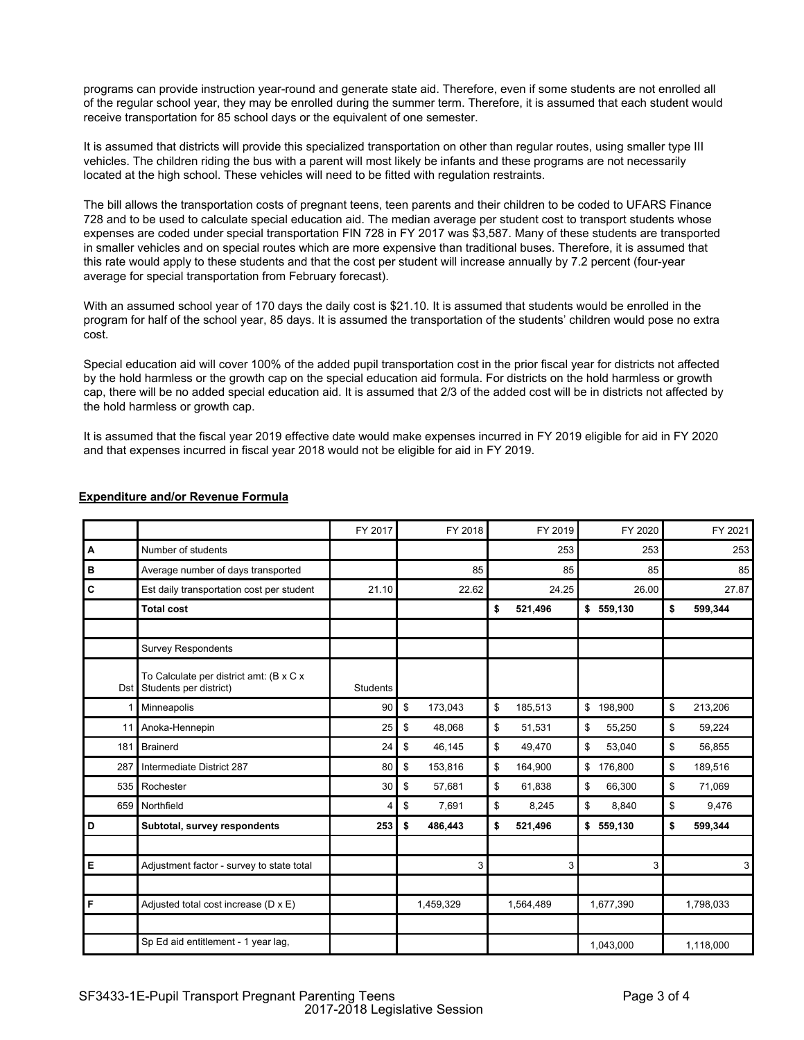programs can provide instruction year-round and generate state aid. Therefore, even if some students are not enrolled all of the regular school year, they may be enrolled during the summer term. Therefore, it is assumed that each student would receive transportation for 85 school days or the equivalent of one semester.

It is assumed that districts will provide this specialized transportation on other than regular routes, using smaller type III vehicles. The children riding the bus with a parent will most likely be infants and these programs are not necessarily located at the high school. These vehicles will need to be fitted with regulation restraints.

The bill allows the transportation costs of pregnant teens, teen parents and their children to be coded to UFARS Finance 728 and to be used to calculate special education aid. The median average per student cost to transport students whose expenses are coded under special transportation FIN 728 in FY 2017 was $3,587. Many of these students are transported in smaller vehicles and on special routes which are more expensive than traditional buses. Therefore, it is assumed that this rate would apply to these students and that the cost per student will increase annually by 7.2 percent (four-year average for special transportation from February forecast).

With an assumed school year of 170 days the daily cost is $21.10. It is assumed that students would be enrolled in the program for half of the school year, 85 days. It is assumed the transportation of the students' children would pose no extra cost.

Special education aid will cover 100% of the added pupil transportation cost in the prior fiscal year for districts not affected by the hold harmless or the growth cap on the special education aid formula. For districts on the hold harmless or growth cap, there will be no added special education aid. It is assumed that 2/3 of the added cost will be in districts not affected by the hold harmless or growth cap.

It is assumed that the fiscal year 2019 effective date would make expenses incurred in FY 2019 eligible for aid in FY 2020 and that expenses incurred in fiscal year 2018 would not be eligible for aid in FY 2019.

**Expenditure and/or Revenue Formula**

| | | FY 2017 | FY 2018 | FY 2019 | FY 2020 | FY 2021 |
|---|---|---|---|---|---|---|
| **A** | Number of students | | | 253 | 253 | 253 |
| **B** | Average number of days transported | | 85 | 85 | 85 | 85 |
| **C** | Est daily transportation cost per student | 21.10 | 22.62 | 24.25 | 26.00 | 27.87 |
| | **Total cost** | | | **$ 521,496** | **$ 559,130** | **$ 599,344** |
| | | | | | | |
| | Survey Respondents | | | | | |
| Dst | To Calculate per district amt: (B x C x Students per district) | Students | | | | |
| 1 | Minneapolis | 90 | $ 173,043 | $ 185,513 | $ 198,900 | $ 213,206 |
| 11 | Anoka-Hennepin | 25 | $ 48,068 | $ 51,531 | $ 55,250 | $ 59,224 |
| 181 | Brainerd | 24 | $ 46,145 | $ 49,470 | $ 53,040 | $ 56,855 |
| 287 | Intermediate District 287 | 80 | $ 153,816 | $ 164,900 | $ 176,800 | $ 189,516 |
| 535 | Rochester | 30 | $ 57,681 | $ 61,838 | $ 66,300 | $ 71,069 |
| 659 | Northfield | 4 | $ 7,691 | $ 8,245 | $ 8,840 | $ 9,476 |
| **D** | **Subtotal, survey respondents** | **253** | **$ 486,443** | **$ 521,496** | **$ 559,130** | **$ 599,344** |
| | | | | | | |
| **E** | Adjustment factor - survey to state total | | 3 | 3 | 3 | 3 |
| | | | | | | |
| **F** | Adjusted total cost increase (D x E) | | 1,459,329 | 1,564,489 | 1,677,390 | 1,798,033 |
| | | | | | | |
| | Sp Ed aid entitlement - 1 year lag, | | | | 1,043,000 | 1,118,000 |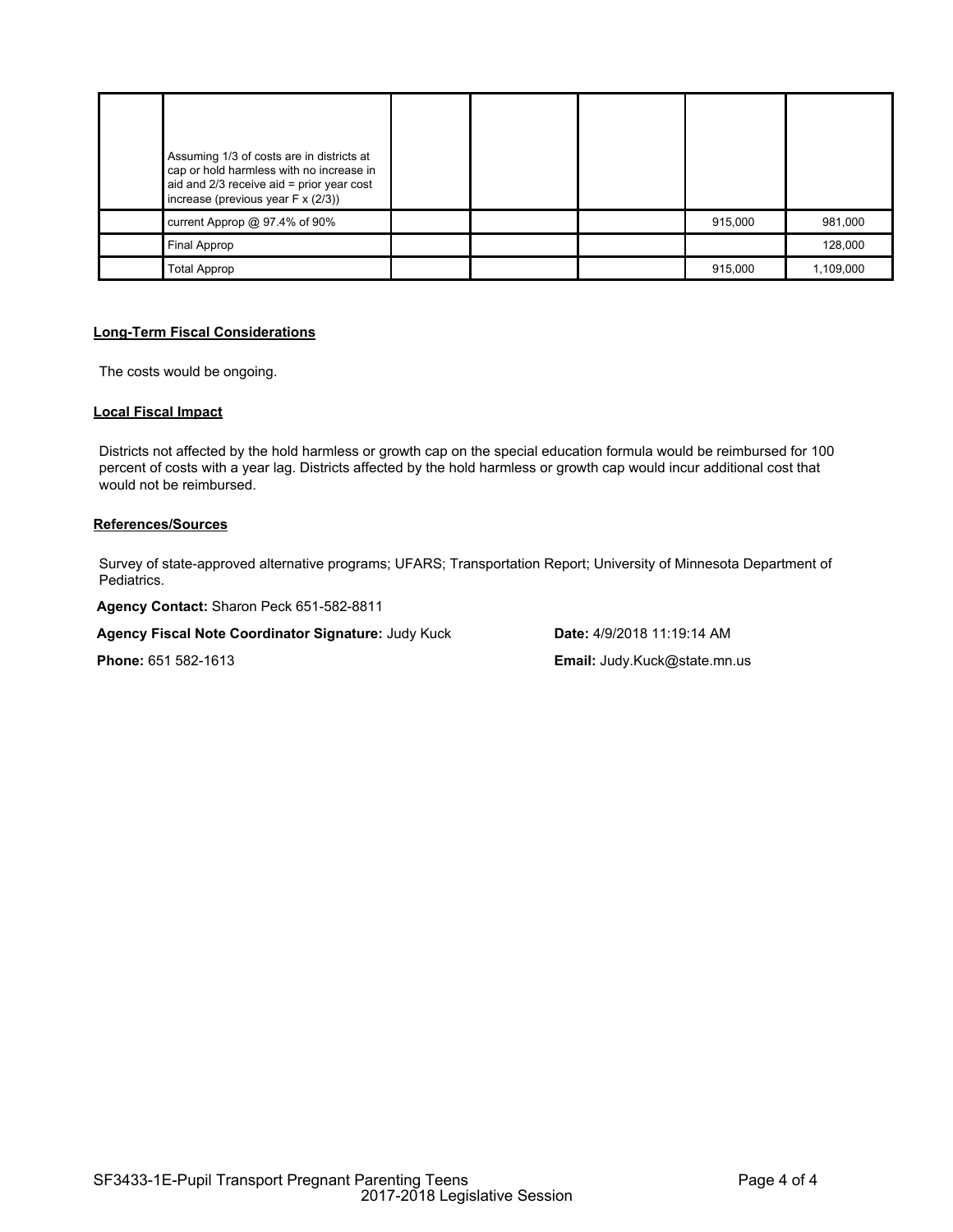| | | | | | | |
|---|---|---|---|---|---|---|
| | Assuming 1/3 of costs are in districts at cap or hold harmless with no increase in aid and 2/3 receive aid = prior year cost increase (previous year F x (2/3)) | | | | | |
| | current Approp @ 97.4% of 90% | | | | 915,000 | 981,000 |
| | Final Approp | | | | | 128,000 |
| | Total Approp | | | | 915,000 | 1,109,000 |

**Long-Term Fiscal Considerations**

The costs would be ongoing.

**Local Fiscal Impact**

Districts not affected by the hold harmless or growth cap on the special education formula would be reimbursed for 100 percent of costs with a year lag. Districts affected by the hold harmless or growth cap would incur additional cost that would not be reimbursed.

**References/Sources**

Survey of state-approved alternative programs; UFARS; Transportation Report; University of Minnesota Department of Pediatrics.

**Agency Contact:** Sharon Peck 651-582-8811

**Agency Fiscal Note Coordinator Signature:** Judy Kuck

**Date:** 4/9/2018 11:19:14 AM

**Phone:** 651 582-1613

**Email:** Judy.Kuck@state.mn.us